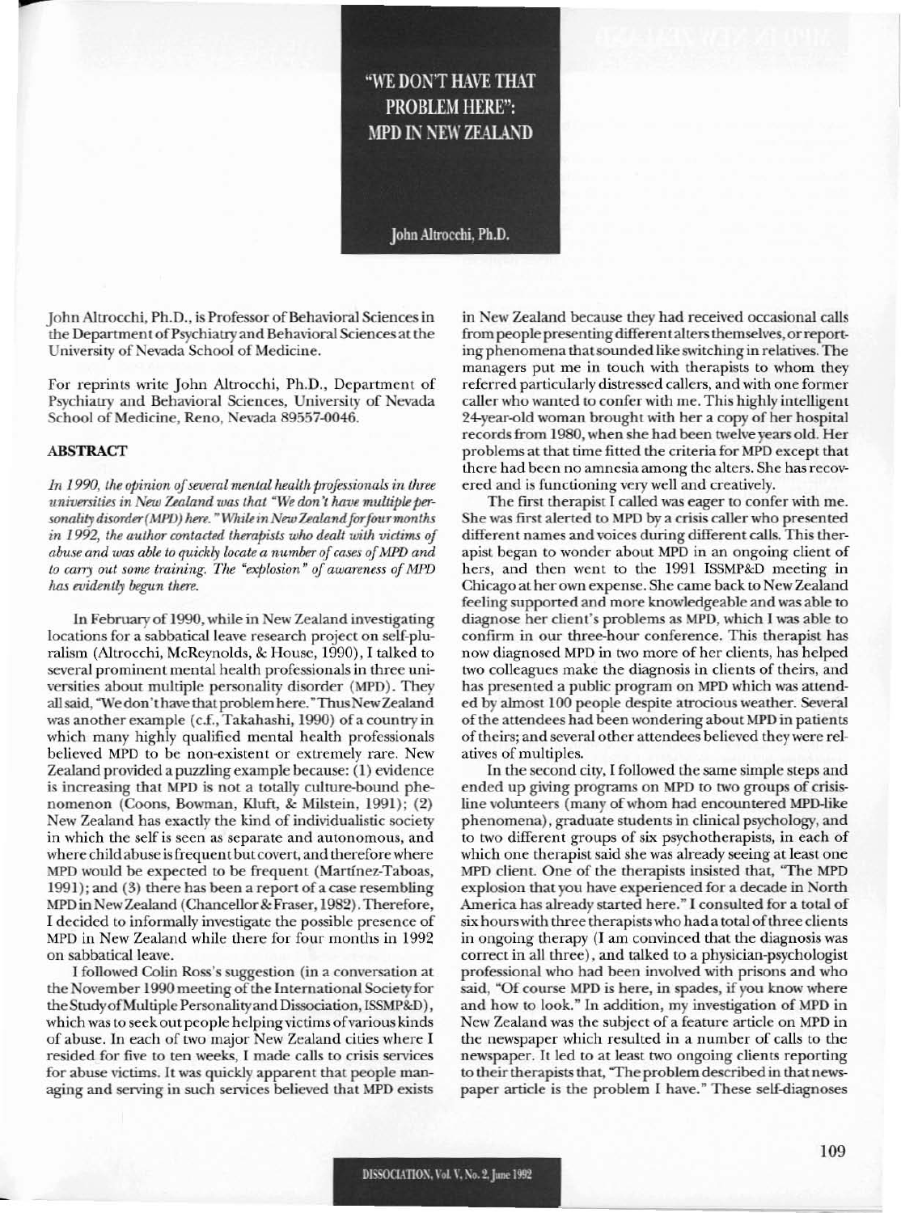# "WE DON'T HAVE THAT PROBLEM HERE": MPD IN NEW ZEALAND

John Altrocchi, Ph.D.

John Altrocchi, Ph.D., is Professor of Behavioral Sciences in the Department of Psychiatry and Behavioral Sciences at the University of Nevada School of Medicine.

For reprints write John Altrocchi, Ph.D., Department of Psychiatry and Behavioral Sciences, University of Nevada School of Medicine, Reno, Nevada 89557-0046.

## ABSTRACT

*In 1990, the opinion of several mental health professionals in three universities in New Zealand was that "We don't have multiple personality disorder (MPD) here." While in New Zealand for four months in 1992, the author contacted therapists who dealt with victims of abuse and was able to quickly locate a number of cases of MPD and to carry out some training. The "explosion" of awareness of MPD has evidently begun there.*

In February of 1990, while in New Zealand investigating locations for a sabbatical leave research project on self-pluralism (Altrocchi, McReynolds, & House, 1990), I talked to several prominent mental health professionals in three universities about multiple personality disorder (MPD). They all said, "We don't have that problem here." Thus New Zealand was another example (c.f., Takahashi, 1990) of a country in which many highly qualified mental health professionals believed MPD to be non-existent or extremely rare. New Zealand provided a puzzling example because: (1) evidence is increasing that MPD is not a totally culture-bound phenomenon (Coons, Bowman, Kluft, & Milstein, 1991); (2) New Zealand has exactly the kind of individualistic society in which the self is seen as separate and autonomous, and where child abuse is frequent but covert, and therefore where MPD would be expected to be frequent (Martínez-Taboas, 1991); and (3) there has been a report of a case resembling MPD in New Zealand (Chancellor & Fraser, 1982). Therefore, I decided to informally investigate the possible presence of MPD in New Zealand while there for four months in 1992 on sabbatical leave.

I followed Colin Ross's suggestion (in a conversation at the November 1990 meeting of the International Society for the Study of Multiple Personality and Dissociation, ISSMP&D), which was to seek out people helping victims of various kinds of abuse. In each of two major New Zealand cities where I resided for five to ten weeks, I made calls to crisis services for abuse victims. It was quickly apparent that people managing and serving in such services believed that MPD exists in New Zealand because they had received occasional calls from people presenting different alters themselves, or reporting phenomena that sounded like switching in relatives. The managers put me in touch with therapists to whom they referred particularly distressed callers, and with one former caller who wanted to confer with me. This highly intelligent 24-year-old woman brought with her a copy of her hospital records from 1980, when she had been twelve years old. Her problems at that time fitted the criteria for MPD except that there had been no amnesia among the alters. She has recovered and is functioning very well and creatively.

The first therapist I called was eager to confer with me. She was first alerted to MPD by a crisis caller who presented different names and voices during different calls. This therapist began to wonder about MPD in an ongoing client of hers, and then went to the 1991 ISSMP&D meeting in Chicago at her own expense. She came back to New Zealand feeling supported and more knowledgeable and was able to diagnose her client's problems as MPD, which I was able to confirm in our three-hour conference. This therapist has now diagnosed MPD in two more of her clients, has helped two colleagues make the diagnosis in clients of theirs, and has presented a public program on MPD which was attended by almost 100 people despite atrocious weather. Several of the attendees had been wondering about MPD in patients of theirs; and several other attendees believed they were relatives of multiples.

In the second city, I followed the same simple steps and ended up giving programs on MPD to two groups of crisis-line volunteers (many of whom had encountered MPD-like phenomena), graduate students in clinical psychology, and to two different groups of six psychotherapists, in each of which one therapist said she was already seeing at least one MPD client. One of the therapists insisted that, "The MPD explosion that you have experienced for a decade in North America has already started here." I consulted for a total of six hours with three therapists who had a total of three clients in ongoing therapy (I am convinced that the diagnosis was correct in all three), and talked to a physician-psychologist professional who had been involved with prisons and who said, "Of course MPD is here, in spades, if you know where and how to look." In addition, my investigation of MPD in New Zealand was the subject of a feature article on MPD in the newspaper which resulted in a number of calls to the newspaper. It led to at least two ongoing clients reporting to their therapists that, "The problem described in that newspaper article is the problem I have." These self-diagnoses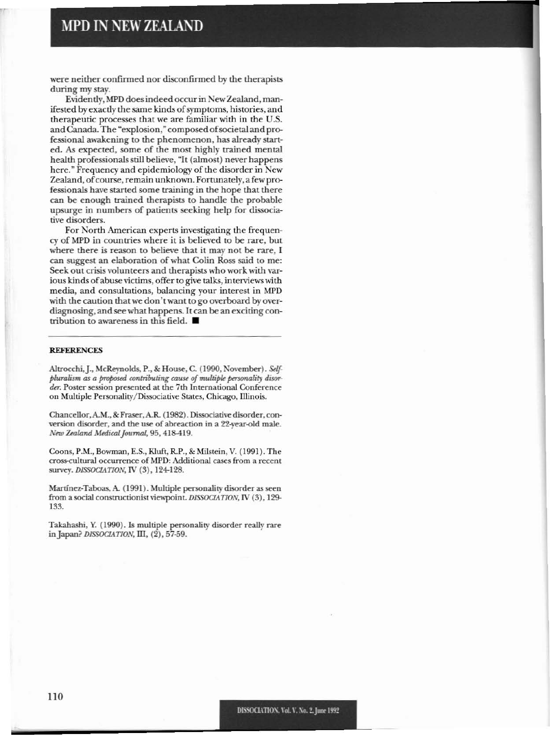were neither confirmed nor disconfirmed by the therapists during my stay.

Evidently, MPD does indeed occur in New Zealand, manifested by exactly the same kinds of symptoms, histories, and therapeutic processes that we are familiar with in the U.S. and Canada. The "explosion," composed of societal and professional awakening to the phenomenon, has already started. As expected, some of the most highly trained mental health professionals still believe, "It (almost) never happens here." Frequency and epidemiology of the disorder in New Zealand, of course, remain unknown. Fortunately, a few professionals have started some training in the hope that there can be enough trained therapists to handle the probable upsurge in numbers of patients seeking help for dissociative disorders.

For North American experts investigating the frequency of MPD in countries where it is believed to be rare, but where there is reason to believe that it may not be rare, I can suggest an elaboration of what Colin Ross said to me: Seek out crisis volunteers and therapists who work with various kinds of abuse victims, offer to give talks, interviews with media, and consultations, balancing your interest in MPD with the caution that we don't want to go overboard by overdiagnosing, and see what happens. It can be an exciting contribution to awareness in this field. ■

### REFERENCES

Altrocchi, J., McReynolds, P., & House, C. (1990, November). *Self-pluralism as a proposed contributing cause of multiple personality disorder.* Poster session presented at the 7th International Conference on Multiple Personality/Dissociative States, Chicago, Illinois.

Chancellor, A.M., & Fraser, A.R. (1982). Dissociative disorder, conversion disorder, and the use of abreaction in a 22-year-old male. *New Zealand Medical Journal,* 95, 418-419.

Coons, P.M., Bowman, E.S., Kluft, R.P., & Milstein, V. (1991). The cross-cultural occurrence of MPD: Additional cases from a recent survey. *DISSOCIATION,* IV (3), 124-128.

Martínez-Taboas, A. (1991). Multiple personality disorder as seen from a social constructionist viewpoint. *DISSOCIATION,* IV (3), 129-133.

Takahashi, Y. (1990). Is multiple personality disorder really rare in Japan? *DISSOCIATION,* III, (2), 57-59.